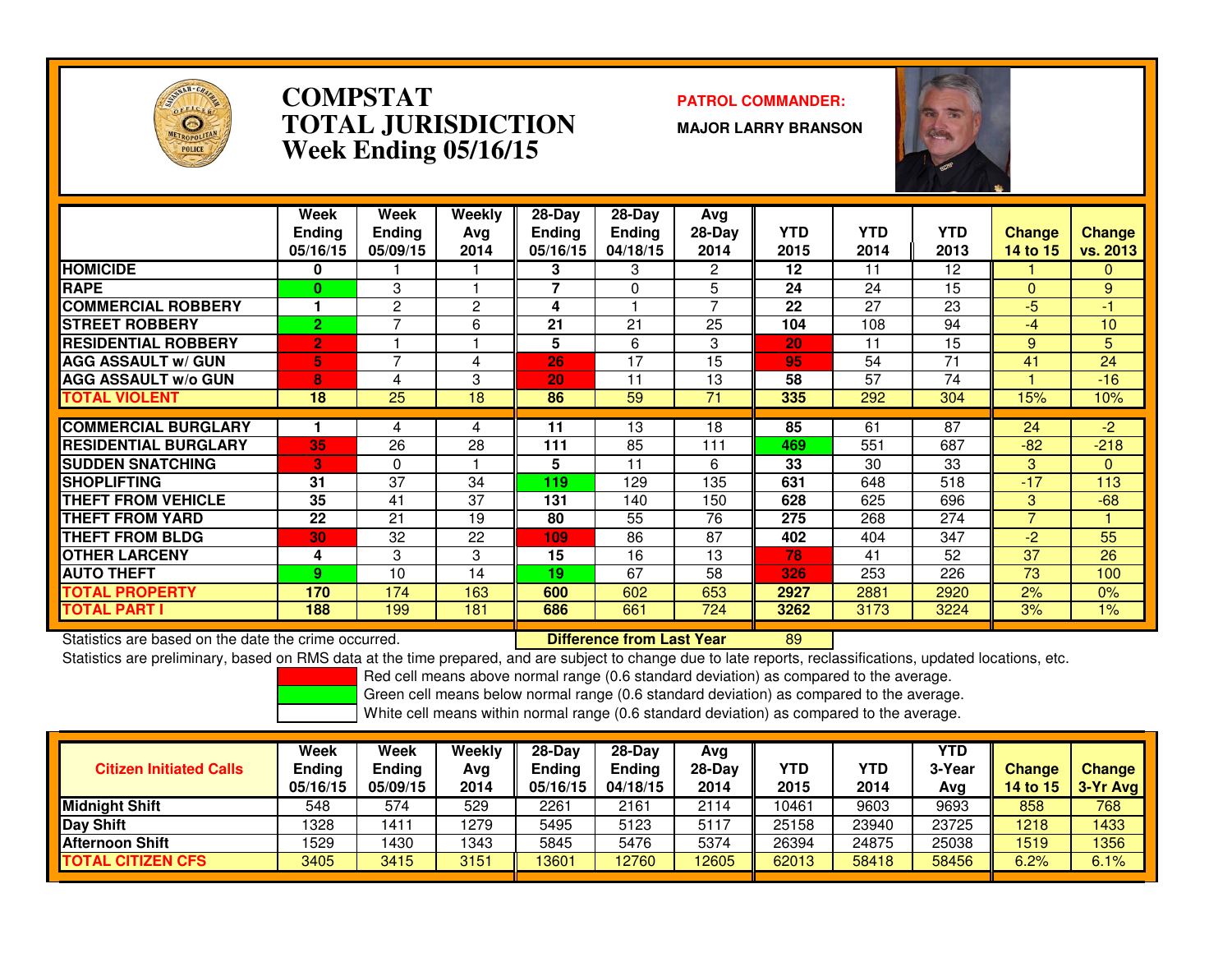# COMPSTAT TOTAL JURISDICTION Week Ending 05/16/15

**PATROL COMMANDER:**

**MAJOR LARRY BRANSON**

| | Week Ending 05/16/15 | Week Ending 05/09/15 | Weekly Avg 2014 | 28-Day Ending 05/16/15 | 28-Day Ending 04/18/15 | Avg 28-Day 2014 | YTD 2015 | YTD 2014 | YTD 2013 | Change 14 to 15 | Change vs. 2013 |
|---|---|---|---|---|---|---|---|---|---|---|---|
| HOMICIDE | 0 | 1 | 1 | 3 | 3 | 2 | 12 | 11 | 12 | 1 | 0 |
| RAPE | 0 | 3 | 1 | 7 | 0 | 5 | 24 | 24 | 15 | 0 | 9 |
| COMMERCIAL ROBBERY | 1 | 2 | 2 | 4 | 1 | 7 | 22 | 27 | 23 | -5 | -1 |
| STREET ROBBERY | 2 | 7 | 6 | 21 | 21 | 25 | 104 | 108 | 94 | -4 | 10 |
| RESIDENTIAL ROBBERY | 2 | 1 | 1 | 5 | 6 | 3 | 20 | 11 | 15 | 9 | 5 |
| AGG ASSAULT w/ GUN | 5 | 7 | 4 | 26 | 17 | 15 | 95 | 54 | 71 | 41 | 24 |
| AGG ASSAULT w/o GUN | 8 | 4 | 3 | 20 | 11 | 13 | 58 | 57 | 74 | 1 | -16 |
| TOTAL VIOLENT | 18 | 25 | 18 | 86 | 59 | 71 | 335 | 292 | 304 | 15% | 10% |
| COMMERCIAL BURGLARY | 1 | 4 | 4 | 11 | 13 | 18 | 85 | 61 | 87 | 24 | -2 |
| RESIDENTIAL BURGLARY | 35 | 26 | 28 | 111 | 85 | 111 | 469 | 551 | 687 | -82 | -218 |
| SUDDEN SNATCHING | 3 | 0 | 1 | 5 | 11 | 6 | 33 | 30 | 33 | 3 | 0 |
| SHOPLIFTING | 31 | 37 | 34 | 119 | 129 | 135 | 631 | 648 | 518 | -17 | 113 |
| THEFT FROM VEHICLE | 35 | 41 | 37 | 131 | 140 | 150 | 628 | 625 | 696 | 3 | -68 |
| THEFT FROM YARD | 22 | 21 | 19 | 80 | 55 | 76 | 275 | 268 | 274 | 7 | 1 |
| THEFT FROM BLDG | 30 | 32 | 22 | 109 | 86 | 87 | 402 | 404 | 347 | -2 | 55 |
| OTHER LARCENY | 4 | 3 | 3 | 15 | 16 | 13 | 78 | 41 | 52 | 37 | 26 |
| AUTO THEFT | 9 | 10 | 14 | 19 | 67 | 58 | 326 | 253 | 226 | 73 | 100 |
| TOTAL PROPERTY | 170 | 174 | 163 | 600 | 602 | 653 | 2927 | 2881 | 2920 | 2% | 0% |
| TOTAL PART I | 188 | 199 | 181 | 686 | 661 | 724 | 3262 | 3173 | 3224 | 3% | 1% |

Statistics are based on the date the crime occurred. **Difference from Last Year** 89

Statistics are preliminary, based on RMS data at the time prepared, and are subject to change due to late reports, reclassifications, updated locations, etc.

Red cell means above normal range (0.6 standard deviation) as compared to the average.
Green cell means below normal range (0.6 standard deviation) as compared to the average.
White cell means within normal range (0.6 standard deviation) as compared to the average.

| Citizen Initiated Calls | Week Ending 05/16/15 | Week Ending 05/09/15 | Weekly Avg 2014 | 28-Day Ending 05/16/15 | 28-Day Ending 04/18/15 | Avg 28-Day 2014 | YTD 2015 | YTD 2014 | YTD 3-Year Avg | Change 14 to 15 | Change 3-Yr Avg |
|---|---|---|---|---|---|---|---|---|---|---|---|
| Midnight Shift | 548 | 574 | 529 | 2261 | 2161 | 2114 | 10461 | 9603 | 9693 | 858 | 768 |
| Day Shift | 1328 | 1411 | 1279 | 5495 | 5123 | 5117 | 25158 | 23940 | 23725 | 1218 | 1433 |
| Afternoon Shift | 1529 | 1430 | 1343 | 5845 | 5476 | 5374 | 26394 | 24875 | 25038 | 1519 | 1356 |
| TOTAL CITIZEN CFS | 3405 | 3415 | 3151 | 13601 | 12760 | 12605 | 62013 | 58418 | 58456 | 6.2% | 6.1% |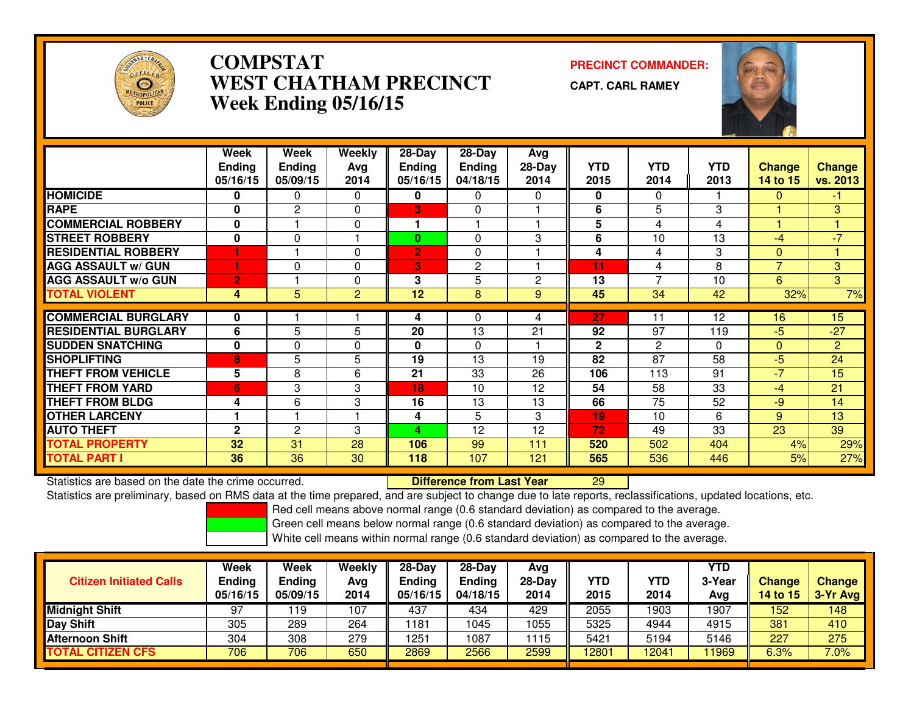# COMPSTAT
# WEST CHATHAM PRECINCT
## Week Ending 05/16/15

**PRECINCT COMMANDER:**
**CAPT. CARL RAMEY**

| | Week Ending 05/16/15 | Week Ending 05/09/15 | Weekly Avg 2014 | 28-Day Ending 05/16/15 | 28-Day Ending 04/18/15 | Avg 28-Day 2014 | YTD 2015 | YTD 2014 | YTD 2013 | Change 14 to 15 | Change vs. 2013 |
|---|---|---|---|---|---|---|---|---|---|---|---|
| HOMICIDE | 0 | 0 | 0 | 0 | 0 | 0 | 0 | 0 | 1 | 0 | -1 |
| RAPE | 0 | 2 | 0 | 3 | 0 | 1 | 6 | 5 | 3 | 1 | 3 |
| COMMERCIAL ROBBERY | 0 | 1 | 0 | 1 | 1 | 1 | 5 | 4 | 4 | 1 | 1 |
| STREET ROBBERY | 0 | 0 | 1 | 0 | 0 | 3 | 6 | 10 | 13 | -4 | -7 |
| RESIDENTIAL ROBBERY | 1 | 1 | 0 | 2 | 0 | 1 | 4 | 4 | 3 | 0 | 1 |
| AGG ASSAULT w/ GUN | 1 | 0 | 0 | 3 | 2 | 1 | 11 | 4 | 8 | 7 | 3 |
| AGG ASSAULT w/o GUN | 2 | 1 | 0 | 3 | 5 | 2 | 13 | 7 | 10 | 6 | 3 |
| TOTAL VIOLENT | 4 | 5 | 2 | 12 | 8 | 9 | 45 | 34 | 42 | 32% | 7% |
| COMMERCIAL BURGLARY | 0 | 1 | 1 | 4 | 0 | 4 | 27 | 11 | 12 | 16 | 15 |
| RESIDENTIAL BURGLARY | 6 | 5 | 5 | 20 | 13 | 21 | 92 | 97 | 119 | -5 | -27 |
| SUDDEN SNATCHING | 0 | 0 | 0 | 0 | 0 | 1 | 2 | 2 | 0 | 0 | 2 |
| SHOPLIFTING | 8 | 5 | 5 | 19 | 13 | 19 | 82 | 87 | 58 | -5 | 24 |
| THEFT FROM VEHICLE | 5 | 8 | 6 | 21 | 33 | 26 | 106 | 113 | 91 | -7 | 15 |
| THEFT FROM YARD | 6 | 3 | 3 | 18 | 10 | 12 | 54 | 58 | 33 | -4 | 21 |
| THEFT FROM BLDG | 4 | 6 | 3 | 16 | 13 | 13 | 66 | 75 | 52 | -9 | 14 |
| OTHER LARCENY | 1 | 1 | 1 | 4 | 5 | 3 | 19 | 10 | 6 | 9 | 13 |
| AUTO THEFT | 2 | 2 | 3 | 4 | 12 | 12 | 72 | 49 | 33 | 23 | 39 |
| TOTAL PROPERTY | 32 | 31 | 28 | 106 | 99 | 111 | 520 | 502 | 404 | 4% | 29% |
| TOTAL PART I | 36 | 36 | 30 | 118 | 107 | 121 | 565 | 536 | 446 | 5% | 27% |

Statistics are based on the date the crime occurred. **Difference from Last Year** 29

Statistics are preliminary, based on RMS data at the time prepared, and are subject to change due to late reports, reclassifications, updated locations, etc.

Red cell means above normal range (0.6 standard deviation) as compared to the average.

Green cell means below normal range (0.6 standard deviation) as compared to the average.

White cell means within normal range (0.6 standard deviation) as compared to the average.

| Citizen Initiated Calls | Week Ending 05/16/15 | Week Ending 05/09/15 | Weekly Avg 2014 | 28-Day Ending 05/16/15 | 28-Day Ending 04/18/15 | Avg 28-Day 2014 | YTD 2015 | YTD 2014 | YTD 3-Year Avg | Change 14 to 15 | Change 3-Yr Avg |
|---|---|---|---|---|---|---|---|---|---|---|---|
| Midnight Shift | 97 | 119 | 107 | 437 | 434 | 429 | 2055 | 1903 | 1907 | 152 | 148 |
| Day Shift | 305 | 289 | 264 | 1181 | 1045 | 1055 | 5325 | 4944 | 4915 | 381 | 410 |
| Afternoon Shift | 304 | 308 | 279 | 1251 | 1087 | 1115 | 5421 | 5194 | 5146 | 227 | 275 |
| TOTAL CITIZEN CFS | 706 | 706 | 650 | 2869 | 2566 | 2599 | 12801 | 12041 | 11969 | 6.3% | 7.0% |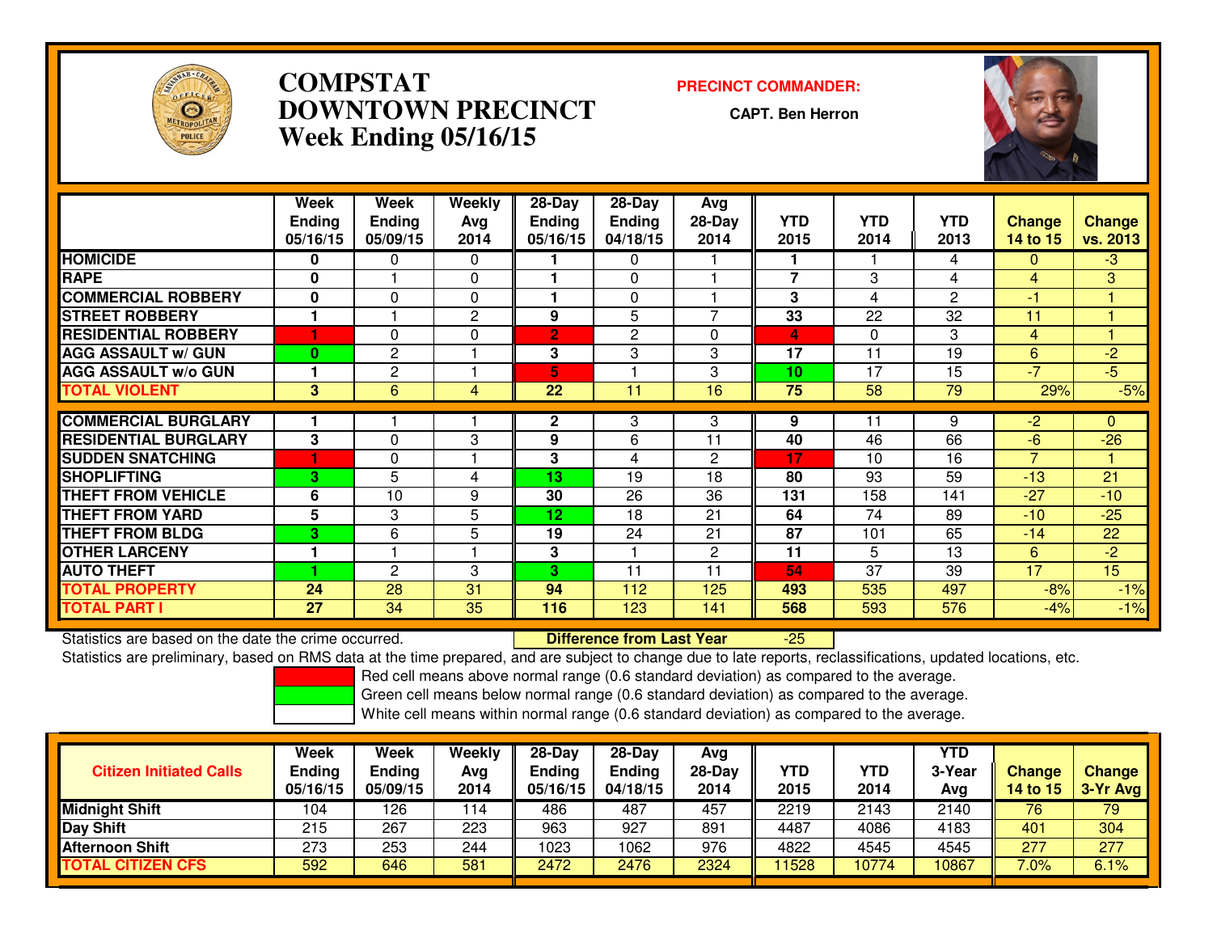# COMPSTAT
# DOWNTOWN PRECINCT
# Week Ending 05/16/15

**PRECINCT COMMANDER:**

**CAPT. Ben Herron**

| | Week Ending 05/16/15 | Week Ending 05/09/15 | Weekly Avg 2014 | 28-Day Ending 05/16/15 | 28-Day Ending 04/18/15 | Avg 28-Day 2014 | YTD 2015 | YTD 2014 | YTD 2013 | Change 14 to 15 | Change vs. 2013 |
|---|---|---|---|---|---|---|---|---|---|---|---|
| HOMICIDE | 0 | 0 | 0 | 1 | 0 | 1 | 1 | 1 | 4 | 0 | -3 |
| RAPE | 0 | 1 | 0 | 1 | 0 | 1 | 7 | 3 | 4 | 4 | 3 |
| COMMERCIAL ROBBERY | 0 | 0 | 0 | 1 | 0 | 1 | 3 | 4 | 2 | -1 | 1 |
| STREET ROBBERY | 1 | 1 | 2 | 9 | 5 | 7 | 33 | 22 | 32 | 11 | 1 |
| RESIDENTIAL ROBBERY | 1 | 0 | 0 | 2 | 2 | 0 | 4 | 0 | 3 | 4 | 1 |
| AGG ASSAULT w/ GUN | 0 | 2 | 1 | 3 | 3 | 3 | 17 | 11 | 19 | 6 | -2 |
| AGG ASSAULT w/o GUN | 1 | 2 | 1 | 5 | 1 | 3 | 10 | 17 | 15 | -7 | -5 |
| TOTAL VIOLENT | 3 | 6 | 4 | 22 | 11 | 16 | 75 | 58 | 79 | 29% | -5% |
| COMMERCIAL BURGLARY | 1 | 1 | 1 | 2 | 3 | 3 | 9 | 11 | 9 | -2 | 0 |
| RESIDENTIAL BURGLARY | 3 | 0 | 3 | 9 | 6 | 11 | 40 | 46 | 66 | -6 | -26 |
| SUDDEN SNATCHING | 1 | 0 | 1 | 3 | 4 | 2 | 17 | 10 | 16 | 7 | 1 |
| SHOPLIFTING | 3 | 5 | 4 | 13 | 19 | 18 | 80 | 93 | 59 | -13 | 21 |
| THEFT FROM VEHICLE | 6 | 10 | 9 | 30 | 26 | 36 | 131 | 158 | 141 | -27 | -10 |
| THEFT FROM YARD | 5 | 3 | 5 | 12 | 18 | 21 | 64 | 74 | 89 | -10 | -25 |
| THEFT FROM BLDG | 3 | 6 | 5 | 19 | 24 | 21 | 87 | 101 | 65 | -14 | 22 |
| OTHER LARCENY | 1 | 1 | 1 | 3 | 1 | 2 | 11 | 5 | 13 | 6 | -2 |
| AUTO THEFT | 1 | 2 | 3 | 3 | 11 | 11 | 54 | 37 | 39 | 17 | 15 |
| TOTAL PROPERTY | 24 | 28 | 31 | 94 | 112 | 125 | 493 | 535 | 497 | -8% | -1% |
| TOTAL PART I | 27 | 34 | 35 | 116 | 123 | 141 | 568 | 593 | 576 | -4% | -1% |

Statistics are based on the date the crime occurred. **Difference from Last Year** -25

Statistics are preliminary, based on RMS data at the time prepared, and are subject to change due to late reports, reclassifications, updated locations, etc.

Red cell means above normal range (0.6 standard deviation) as compared to the average.

Green cell means below normal range (0.6 standard deviation) as compared to the average.

White cell means within normal range (0.6 standard deviation) as compared to the average.

| Citizen Initiated Calls | Week Ending 05/16/15 | Week Ending 05/09/15 | Weekly Avg 2014 | 28-Day Ending 05/16/15 | 28-Day Ending 04/18/15 | Avg 28-Day 2014 | YTD 2015 | YTD 2014 | YTD 3-Year Avg | Change 14 to 15 | Change 3-Yr Avg |
|---|---|---|---|---|---|---|---|---|---|---|---|
| Midnight Shift | 104 | 126 | 114 | 486 | 487 | 457 | 2219 | 2143 | 2140 | 76 | 79 |
| Day Shift | 215 | 267 | 223 | 963 | 927 | 891 | 4487 | 4086 | 4183 | 401 | 304 |
| Afternoon Shift | 273 | 253 | 244 | 1023 | 1062 | 976 | 4822 | 4545 | 4545 | 277 | 277 |
| TOTAL CITIZEN CFS | 592 | 646 | 581 | 2472 | 2476 | 2324 | 11528 | 10774 | 10867 | 7.0% | 6.1% |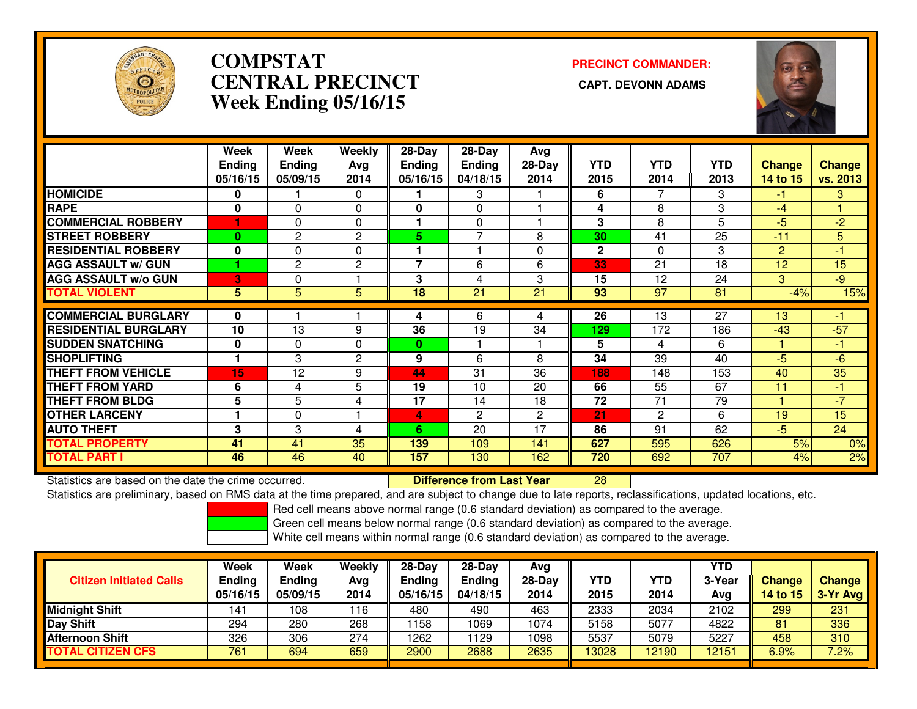# COMPSTAT CENTRAL PRECINCT
## Week Ending 05/16/15

**PRECINCT COMMANDER:**

**CAPT. DEVONN ADAMS**

| | Week Ending 05/16/15 | Week Ending 05/09/15 | Weekly Avg 2014 | 28-Day Ending 05/16/15 | 28-Day Ending 04/18/15 | Avg 28-Day 2014 | YTD 2015 | YTD 2014 | YTD 2013 | Change 14 to 15 | Change vs. 2013 |
|---|---|---|---|---|---|---|---|---|---|---|---|
| HOMICIDE | 0 | 1 | 0 | 1 | 3 | 1 | 6 | 7 | 3 | -1 | 3 |
| RAPE | 0 | 0 | 0 | 0 | 0 | 1 | 4 | 8 | 3 | -4 | 1 |
| COMMERCIAL ROBBERY | 1 | 0 | 0 | 1 | 0 | 1 | 3 | 8 | 5 | -5 | -2 |
| STREET ROBBERY | 0 | 2 | 2 | 5 | 7 | 8 | 30 | 41 | 25 | -11 | 5 |
| RESIDENTIAL ROBBERY | 0 | 0 | 0 | 1 | 1 | 0 | 2 | 0 | 3 | 2 | -1 |
| AGG ASSAULT w/ GUN | 1 | 2 | 2 | 7 | 6 | 6 | 33 | 21 | 18 | 12 | 15 |
| AGG ASSAULT w/o GUN | 3 | 0 | 1 | 3 | 4 | 3 | 15 | 12 | 24 | 3 | -9 |
| TOTAL VIOLENT | 5 | 5 | 5 | 18 | 21 | 21 | 93 | 97 | 81 | -4% | 15% |
| COMMERCIAL BURGLARY | 0 | 1 | 1 | 4 | 6 | 4 | 26 | 13 | 27 | 13 | -1 |
| RESIDENTIAL BURGLARY | 10 | 13 | 9 | 36 | 19 | 34 | 129 | 172 | 186 | -43 | -57 |
| SUDDEN SNATCHING | 0 | 0 | 0 | 0 | 1 | 1 | 5 | 4 | 6 | 1 | -1 |
| SHOPLIFTING | 1 | 3 | 2 | 9 | 6 | 8 | 34 | 39 | 40 | -5 | -6 |
| THEFT FROM VEHICLE | 15 | 12 | 9 | 44 | 31 | 36 | 188 | 148 | 153 | 40 | 35 |
| THEFT FROM YARD | 6 | 4 | 5 | 19 | 10 | 20 | 66 | 55 | 67 | 11 | -1 |
| THEFT FROM BLDG | 5 | 5 | 4 | 17 | 14 | 18 | 72 | 71 | 79 | 1 | -7 |
| OTHER LARCENY | 1 | 0 | 1 | 4 | 2 | 2 | 21 | 2 | 6 | 19 | 15 |
| AUTO THEFT | 3 | 3 | 4 | 6 | 20 | 17 | 86 | 91 | 62 | -5 | 24 |
| TOTAL PROPERTY | 41 | 41 | 35 | 139 | 109 | 141 | 627 | 595 | 626 | 5% | 0% |
| TOTAL PART I | 46 | 46 | 40 | 157 | 130 | 162 | 720 | 692 | 707 | 4% | 2% |

Statistics are based on the date the crime occurred. **Difference from Last Year** 28

Statistics are preliminary, based on RMS data at the time prepared, and are subject to change due to late reports, reclassifications, updated locations, etc.

Red cell means above normal range (0.6 standard deviation) as compared to the average.
Green cell means below normal range (0.6 standard deviation) as compared to the average.
White cell means within normal range (0.6 standard deviation) as compared to the average.

| Citizen Initiated Calls | Week Ending 05/16/15 | Week Ending 05/09/15 | Weekly Avg 2014 | 28-Day Ending 05/16/15 | 28-Day Ending 04/18/15 | Avg 28-Day 2014 | YTD 2015 | YTD 2014 | YTD 3-Year Avg | Change 14 to 15 | Change 3-Yr Avg |
|---|---|---|---|---|---|---|---|---|---|---|---|
| Midnight Shift | 141 | 108 | 116 | 480 | 490 | 463 | 2333 | 2034 | 2102 | 299 | 231 |
| Day Shift | 294 | 280 | 268 | 1158 | 1069 | 1074 | 5158 | 5077 | 4822 | 81 | 336 |
| Afternoon Shift | 326 | 306 | 274 | 1262 | 1129 | 1098 | 5537 | 5079 | 5227 | 458 | 310 |
| TOTAL CITIZEN CFS | 761 | 694 | 659 | 2900 | 2688 | 2635 | 13028 | 12190 | 12151 | 6.9% | 7.2% |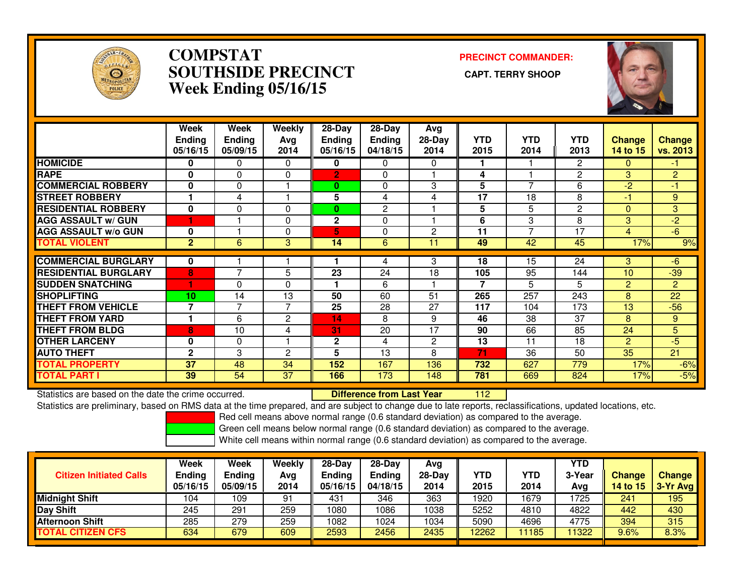# COMPSTAT
# SOUTHSIDE PRECINCT
# Week Ending 05/16/15

**PRECINCT COMMANDER:**

**CAPT. TERRY SHOOP**

| | Week Ending 05/16/15 | Week Ending 05/09/15 | Weekly Avg 2014 | 28-Day Ending 05/16/15 | 28-Day Ending 04/18/15 | Avg 28-Day 2014 | YTD 2015 | YTD 2014 | YTD 2013 | Change 14 to 15 | Change vs. 2013 |
|---|---|---|---|---|---|---|---|---|---|---|---|
| HOMICIDE | 0 | 0 | 0 | 0 | 0 | 0 | 1 | 1 | 2 | 0 | -1 |
| RAPE | 0 | 0 | 0 | 2 | 0 | 1 | 4 | 1 | 2 | 3 | 2 |
| COMMERCIAL ROBBERY | 0 | 0 | 1 | 0 | 0 | 3 | 5 | 7 | 6 | -2 | -1 |
| STREET ROBBERY | 1 | 4 | 1 | 5 | 4 | 4 | 17 | 18 | 8 | -1 | 9 |
| RESIDENTIAL ROBBERY | 0 | 0 | 0 | 0 | 2 | 1 | 5 | 5 | 2 | 0 | 3 |
| AGG ASSAULT w/ GUN | 1 | 1 | 0 | 2 | 0 | 1 | 6 | 3 | 8 | 3 | -2 |
| AGG ASSAULT w/o GUN | 0 | 1 | 0 | 5 | 0 | 2 | 11 | 7 | 17 | 4 | -6 |
| **TOTAL VIOLENT** | 2 | 6 | 3 | 14 | 6 | 11 | 49 | 42 | 45 | 17% | 9% |
| COMMERCIAL BURGLARY | 0 | 1 | 1 | 1 | 4 | 3 | 18 | 15 | 24 | 3 | -6 |
| RESIDENTIAL BURGLARY | 8 | 7 | 5 | 23 | 24 | 18 | 105 | 95 | 144 | 10 | -39 |
| SUDDEN SNATCHING | 1 | 0 | 0 | 1 | 6 | 1 | 7 | 5 | 5 | 2 | 2 |
| SHOPLIFTING | 10 | 14 | 13 | 50 | 60 | 51 | 265 | 257 | 243 | 8 | 22 |
| THEFT FROM VEHICLE | 7 | 7 | 7 | 25 | 28 | 27 | 117 | 104 | 173 | 13 | -56 |
| THEFT FROM YARD | 1 | 6 | 2 | 14 | 8 | 9 | 46 | 38 | 37 | 8 | 9 |
| THEFT FROM BLDG | 8 | 10 | 4 | 31 | 20 | 17 | 90 | 66 | 85 | 24 | 5 |
| OTHER LARCENY | 0 | 0 | 1 | 2 | 4 | 2 | 13 | 11 | 18 | 2 | -5 |
| AUTO THEFT | 2 | 3 | 2 | 5 | 13 | 8 | 71 | 36 | 50 | 35 | 21 |
| **TOTAL PROPERTY** | 37 | 48 | 34 | 152 | 167 | 136 | 732 | 627 | 779 | 17% | -6% |
| **TOTAL PART I** | 39 | 54 | 37 | 166 | 173 | 148 | 781 | 669 | 824 | 17% | -5% |

Statistics are based on the date the crime occurred. **Difference from Last Year** 112

Statistics are preliminary, based on RMS data at the time prepared, and are subject to change due to late reports, reclassifications, updated locations, etc.

Red cell means above normal range (0.6 standard deviation) as compared to the average.
Green cell means below normal range (0.6 standard deviation) as compared to the average.
White cell means within normal range (0.6 standard deviation) as compared to the average.

| Citizen Initiated Calls | Week Ending 05/16/15 | Week Ending 05/09/15 | Weekly Avg 2014 | 28-Day Ending 05/16/15 | 28-Day Ending 04/18/15 | Avg 28-Day 2014 | YTD 2015 | YTD 2014 | YTD 3-Year Avg | Change 14 to 15 | Change 3-Yr Avg |
|---|---|---|---|---|---|---|---|---|---|---|---|
| Midnight Shift | 104 | 109 | 91 | 431 | 346 | 363 | 1920 | 1679 | 1725 | 241 | 195 |
| Day Shift | 245 | 291 | 259 | 1080 | 1086 | 1038 | 5252 | 4810 | 4822 | 442 | 430 |
| Afternoon Shift | 285 | 279 | 259 | 1082 | 1024 | 1034 | 5090 | 4696 | 4775 | 394 | 315 |
| **TOTAL CITIZEN CFS** | 634 | 679 | 609 | 2593 | 2456 | 2435 | 12262 | 11185 | 11322 | 9.6% | 8.3% |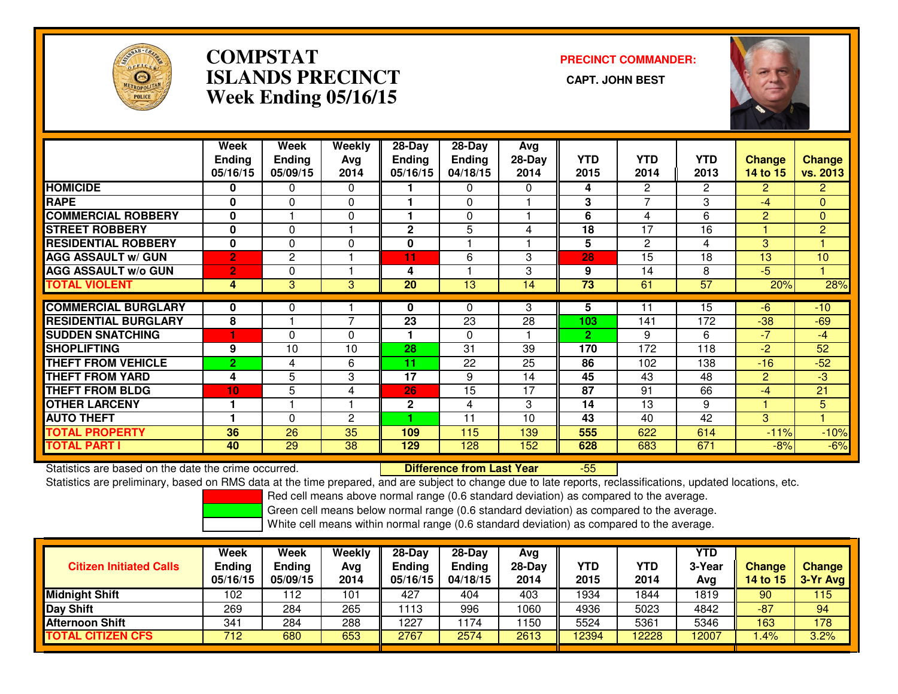# COMPSTAT
# ISLANDS PRECINCT
# Week Ending 05/16/15

**PRECINCT COMMANDER:**

**CAPT. JOHN BEST**

| | Week Ending 05/16/15 | Week Ending 05/09/15 | Weekly Avg 2014 | 28-Day Ending 05/16/15 | 28-Day Ending 04/18/15 | Avg 28-Day 2014 | YTD 2015 | YTD 2014 | YTD 2013 | Change 14 to 15 | Change vs. 2013 |
|---|---|---|---|---|---|---|---|---|---|---|---|
| HOMICIDE | 0 | 0 | 0 | 1 | 0 | 0 | 4 | 2 | 2 | 2 | 2 |
| RAPE | 0 | 0 | 0 | 1 | 0 | 1 | 3 | 7 | 3 | -4 | 0 |
| COMMERCIAL ROBBERY | 0 | 1 | 0 | 1 | 0 | 1 | 6 | 4 | 6 | 2 | 0 |
| STREET ROBBERY | 0 | 0 | 1 | 2 | 5 | 4 | 18 | 17 | 16 | 1 | 2 |
| RESIDENTIAL ROBBERY | 0 | 0 | 0 | 0 | 1 | 1 | 5 | 2 | 4 | 3 | 1 |
| AGG ASSAULT w/ GUN | 2 | 2 | 1 | 11 | 6 | 3 | 28 | 15 | 18 | 13 | 10 |
| AGG ASSAULT w/o GUN | 2 | 0 | 1 | 4 | 1 | 3 | 9 | 14 | 8 | -5 | 1 |
| TOTAL VIOLENT | 4 | 3 | 3 | 20 | 13 | 14 | 73 | 61 | 57 | 20% | 28% |
| COMMERCIAL BURGLARY | 0 | 0 | 1 | 0 | 0 | 3 | 5 | 11 | 15 | -6 | -10 |
| RESIDENTIAL BURGLARY | 8 | 1 | 7 | 23 | 23 | 28 | 103 | 141 | 172 | -38 | -69 |
| SUDDEN SNATCHING | 1 | 0 | 0 | 1 | 0 | 1 | 2 | 9 | 6 | -7 | -4 |
| SHOPLIFTING | 9 | 10 | 10 | 28 | 31 | 39 | 170 | 172 | 118 | -2 | 52 |
| THEFT FROM VEHICLE | 2 | 4 | 6 | 11 | 22 | 25 | 86 | 102 | 138 | -16 | -52 |
| THEFT FROM YARD | 4 | 5 | 3 | 17 | 9 | 14 | 45 | 43 | 48 | 2 | -3 |
| THEFT FROM BLDG | 10 | 5 | 4 | 26 | 15 | 17 | 87 | 91 | 66 | -4 | 21 |
| OTHER LARCENY | 1 | 1 | 1 | 2 | 4 | 3 | 14 | 13 | 9 | 1 | 5 |
| AUTO THEFT | 1 | 0 | 2 | 1 | 11 | 10 | 43 | 40 | 42 | 3 | 1 |
| TOTAL PROPERTY | 36 | 26 | 35 | 109 | 115 | 139 | 555 | 622 | 614 | -11% | -10% |
| TOTAL PART I | 40 | 29 | 38 | 129 | 128 | 152 | 628 | 683 | 671 | -8% | -6% |

Statistics are based on the date the crime occurred. **Difference from Last Year** -55

Statistics are preliminary, based on RMS data at the time prepared, and are subject to change due to late reports, reclassifications, updated locations, etc.

Red cell means above normal range (0.6 standard deviation) as compared to the average.

Green cell means below normal range (0.6 standard deviation) as compared to the average.

White cell means within normal range (0.6 standard deviation) as compared to the average.

| Citizen Initiated Calls | Week Ending 05/16/15 | Week Ending 05/09/15 | Weekly Avg 2014 | 28-Day Ending 05/16/15 | 28-Day Ending 04/18/15 | Avg 28-Day 2014 | YTD 2015 | YTD 2014 | YTD 3-Year Avg | Change 14 to 15 | Change 3-Yr Avg |
|---|---|---|---|---|---|---|---|---|---|---|---|
| Midnight Shift | 102 | 112 | 101 | 427 | 404 | 403 | 1934 | 1844 | 1819 | 90 | 115 |
| Day Shift | 269 | 284 | 265 | 1113 | 996 | 1060 | 4936 | 5023 | 4842 | -87 | 94 |
| Afternoon Shift | 341 | 284 | 288 | 1227 | 1174 | 1150 | 5524 | 5361 | 5346 | 163 | 178 |
| TOTAL CITIZEN CFS | 712 | 680 | 653 | 2767 | 2574 | 2613 | 12394 | 12228 | 12007 | 1.4% | 3.2% |